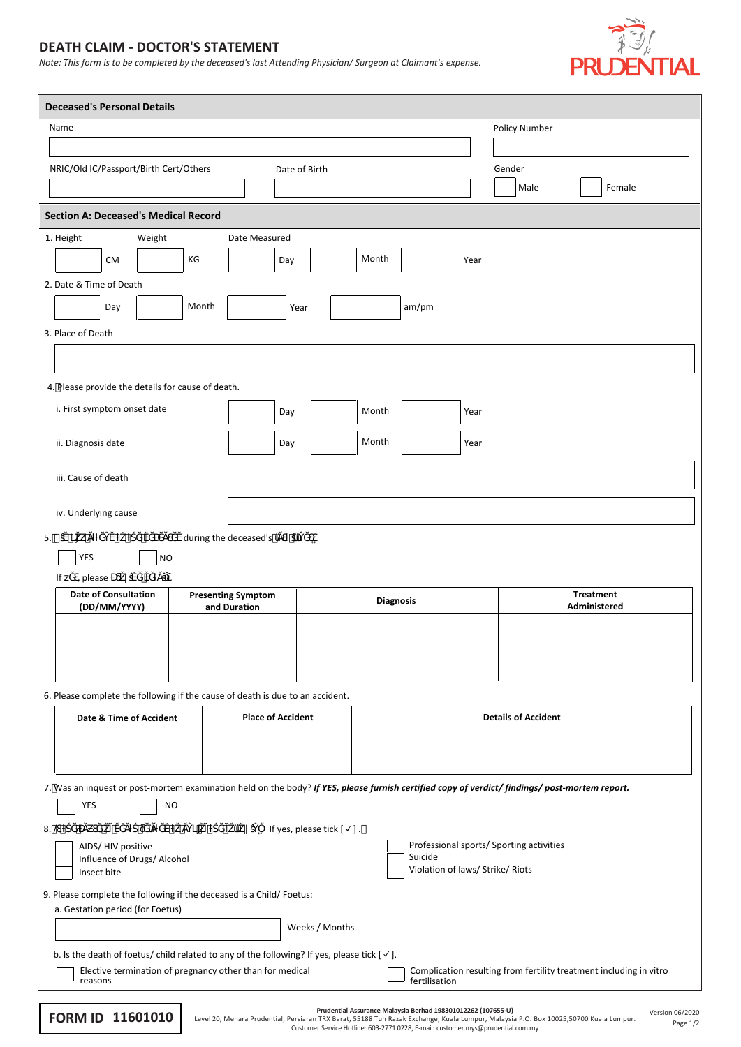# DEATH CLAIM - DOCTOR'S STATEMENT

*Note: This form is to be completed by the deceased's last Attending Physician/ Surgeon at Claimant's expense.*

PRUDENTIAL

## Deceased's Personal Details

Name ____________________ Policy Number ____________________

NRIC/Old IC/Passport/Birth Cert/Others ____________________ Date of Birth ____________________

Gender ☐ Male ☐ Female

## Section A: Deceased's Medical Record

1. Height ______ CM Weight ______ KG Date Measured ______ Day ______ Month ______ Year

2. Date & Time of Death ______ Day ______ Month ______ Year ______ am/pm

3. Place of Death

____________________

4. Please provide the details for cause of death.

   i. First symptom onset date ______ Day ______ Month ______ Year

   ii. Diagnosis date ______ Day ______ Month ______ Year

   iii. Cause of death ____________________

   iv. Underlying cause ____________________

5. ��������������� during the deceased's�������

☐ YES ☐ NO

If ���, please ��������

| Date of Consultation (DD/MM/YYYY) | Presenting Symptom and Duration | Diagnosis | Treatment Administered |
|---|---|---|---|
| | | | |

6. Please complete the following if the cause of death is due to an accident.

| Date & Time of Accident | Place of Accident | Details of Accident |
|---|---|---|
| | | |

7. Was an inquest or post-mortem examination held on the body? ***If YES, please furnish certified copy of verdict/ findings/ post-mortem report.***

☐ YES ☐ NO

8. ������������������������� If yes, please tick [ ✓ ].

☐ AIDS/ HIV positive
☐ Influence of Drugs/ Alcohol
☐ Insect bite
☐ Professional sports/ Sporting activities
☐ Suicide
☐ Violation of laws/ Strike/ Riots

9. Please complete the following if the deceased is a Child/ Foetus:

   a. Gestation period (for Foetus)

   ____________________ Weeks / Months

   b. Is the death of foetus/ child related to any of the following? If yes, please tick [ ✓ ].

   ☐ Elective termination of pregnancy other than for medical reasons
   ☐ Complication resulting from fertility treatment including in vitro fertilisation

**FORM ID 11601010**

**Prudential Assurance Malaysia Berhad 198301012262 (107655-U)**
Level 20, Menara Prudential, Persiaran TRX Barat, 55188 Tun Razak Exchange, Kuala Lumpur, Malaysia P.O. Box 10025,50700 Kuala Lumpur.
Customer Service Hotline: 603-2771 0228, E-mail: customer.mys@prudential.com.my

Version 06/2020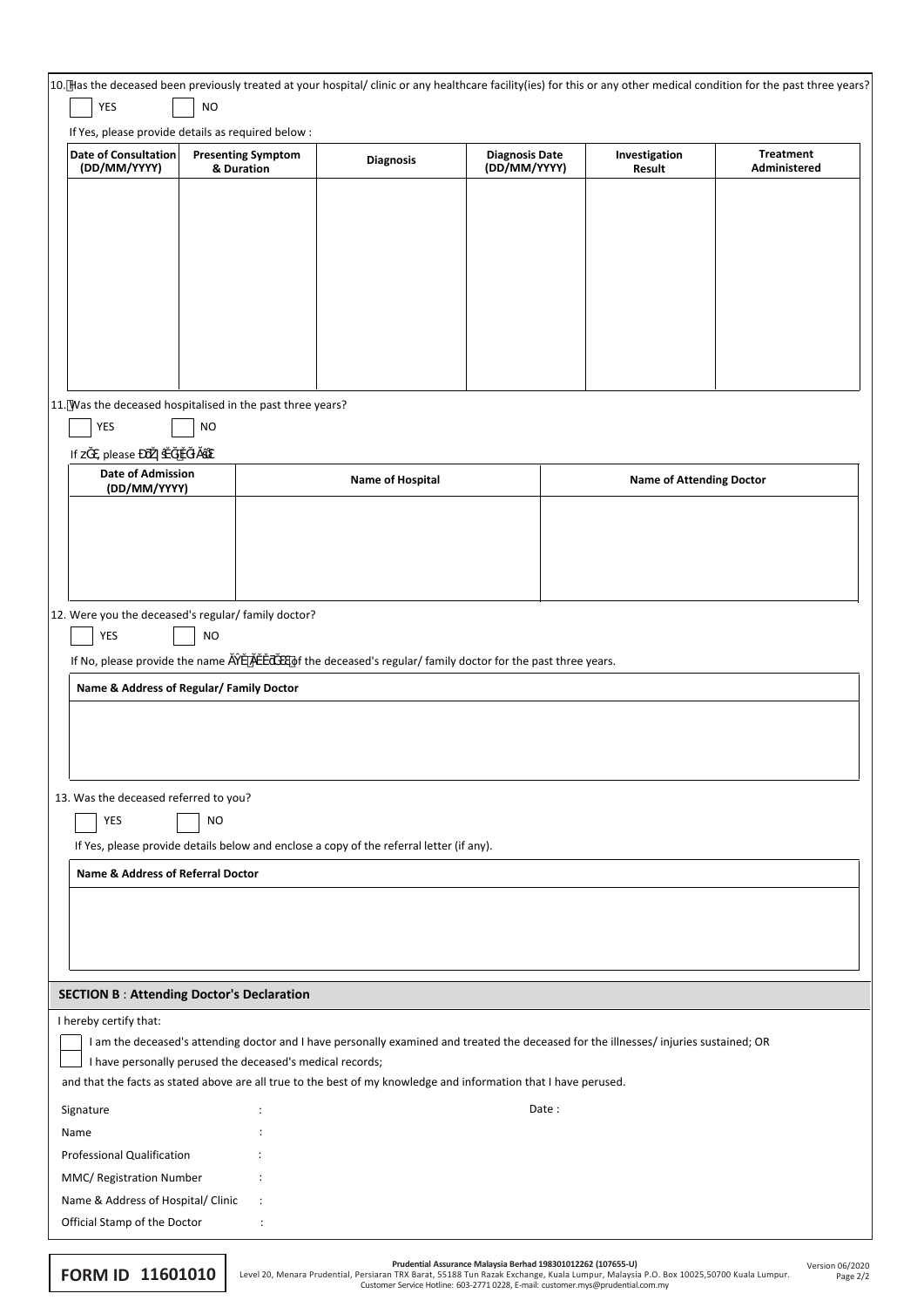10. Has the deceased been previously treated at your hospital/ clinic or any healthcare facility(ies) for this or any other medical condition for the past three years?

☐ YES ☐ NO

If Yes, please provide details as required below :

| Date of Consultation (DD/MM/YYYY) | Presenting Symptom & Duration | Diagnosis | Diagnosis Date (DD/MM/YYYY) | Investigation Result | Treatment Administered |
|---|---|---|---|---|---|
| | | | | | |

11. Was the deceased hospitalised in the past three years?

☐ YES ☐ NO

If zĞƐ, please ÐƌŽǀŝĚĞĚĞƚĂŝůƐ

| Date of Admission (DD/MM/YYYY) | Name of Hospital | Name of Attending Doctor |
|---|---|---|
| | | |

12. Were you the deceased's regular/ family doctor?

☐ YES ☐ NO

If No, please provide the name ĂŶĚĂĚĚƌĞƐƐŽf the deceased's regular/ family doctor for the past three years.

| Name & Address of Regular/ Family Doctor |
|---|
| |

13. Was the deceased referred to you?

☐ YES ☐ NO

If Yes, please provide details below and enclose a copy of the referral letter (if any).

| Name & Address of Referral Doctor |
|---|
| |

## SECTION B : Attending Doctor's Declaration

I hereby certify that:

☐ I am the deceased's attending doctor and I have personally examined and treated the deceased for the illnesses/ injuries sustained; OR

☐ I have personally perused the deceased's medical records;

and that the facts as stated above are all true to the best of my knowledge and information that I have perused.

Signature : Date :

Name :

Professional Qualification :

MMC/ Registration Number :

Name & Address of Hospital/ Clinic :

Official Stamp of the Doctor :

**FORM ID 11601010**

**Prudential Assurance Malaysia Berhad 198301012262 (107655-U)**
Level 20, Menara Prudential, Persiaran TRX Barat, 55188 Tun Razak Exchange, Kuala Lumpur, Malaysia P.O. Box 10025,50700 Kuala Lumpur.
Customer Service Hotline: 603-2771 0228, E-mail: customer.mys@prudential.com.my

Version 06/2020